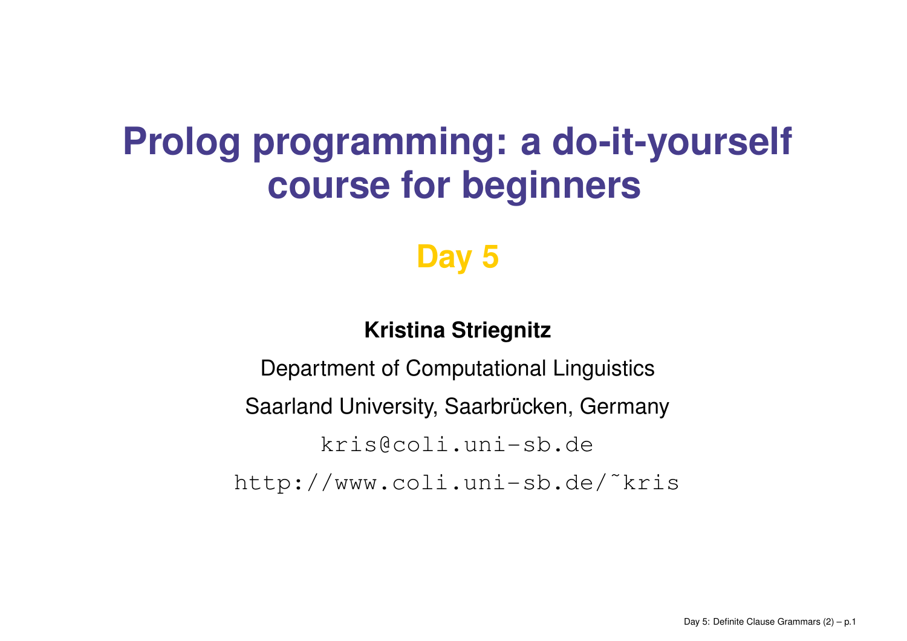# Prolog programming: a do-it-yourself course for beginners

## Day 5

**Kristina Striegnitz**

Department of Computational Linguistics

Saarland University, Saarbrücken, Germany

kris@coli.uni-sb.de

http://www.coli.uni-sb.de/˜kris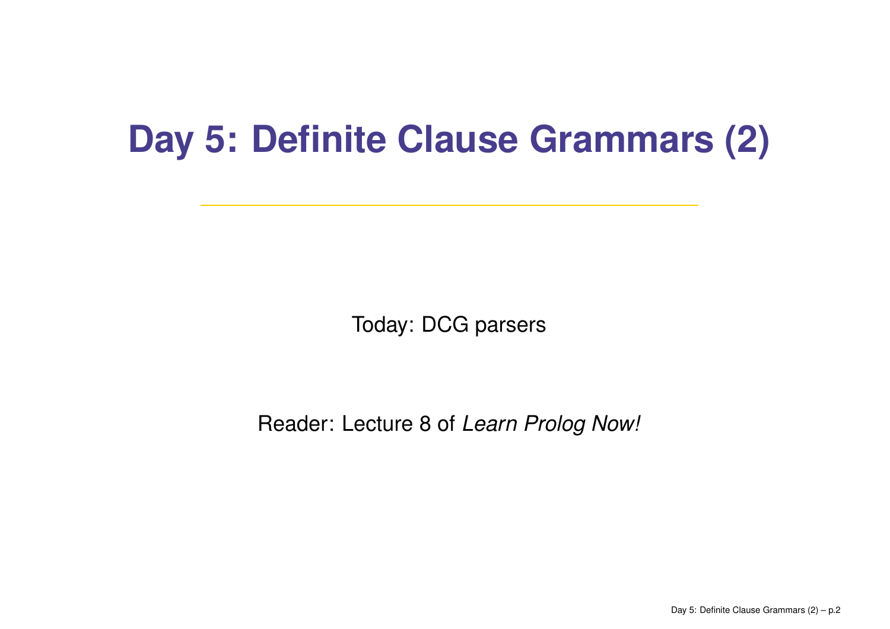# Day 5: Definite Clause Grammars (2)

Today: DCG parsers

Reader: Lecture 8 of *Learn Prolog Now!*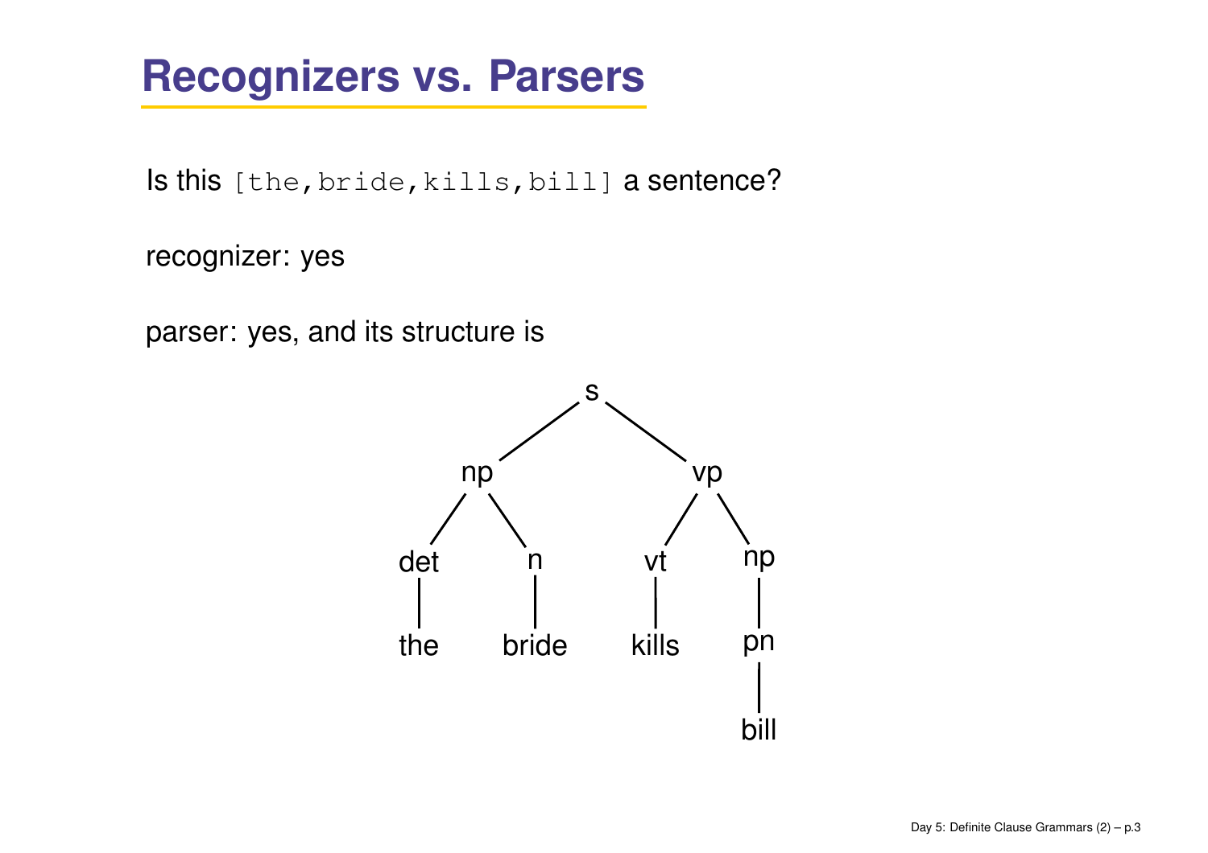# Recognizers vs. Parsers

Is this `[the,bride,kills,bill]` a sentence?

recognizer: yes

parser: yes, and its structure is

```
                s
          /           \
        np             vp
       /  \          /    \
    det    n       vt      np
     |     |        |       |
    the  bride    kills     pn
                            |
                           bill
```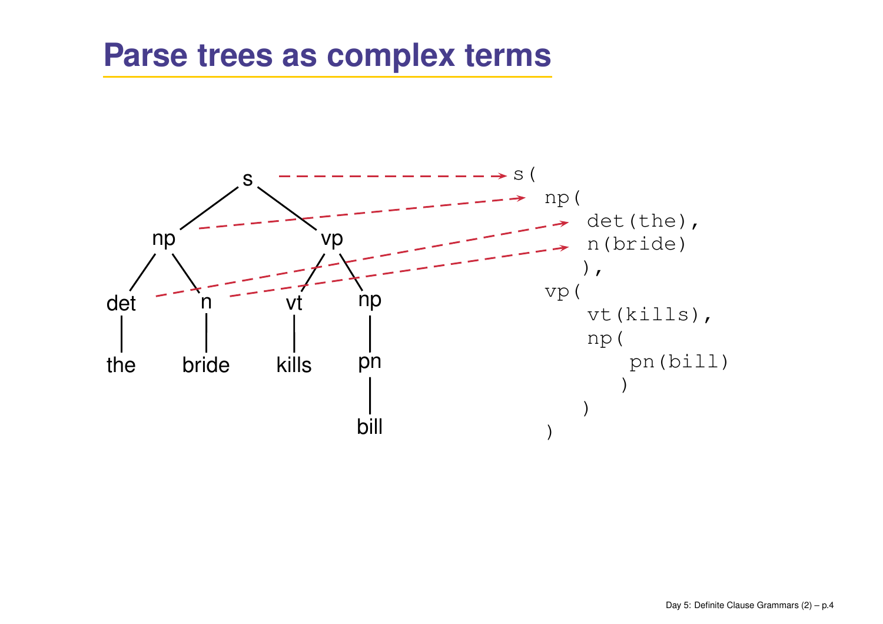# Parse trees as complex terms

```
s(
  np(
     det(the),
     n(bride)
    ),
  vp(
     vt(kills),
     np(
        pn(bill)
       )
    )
)
```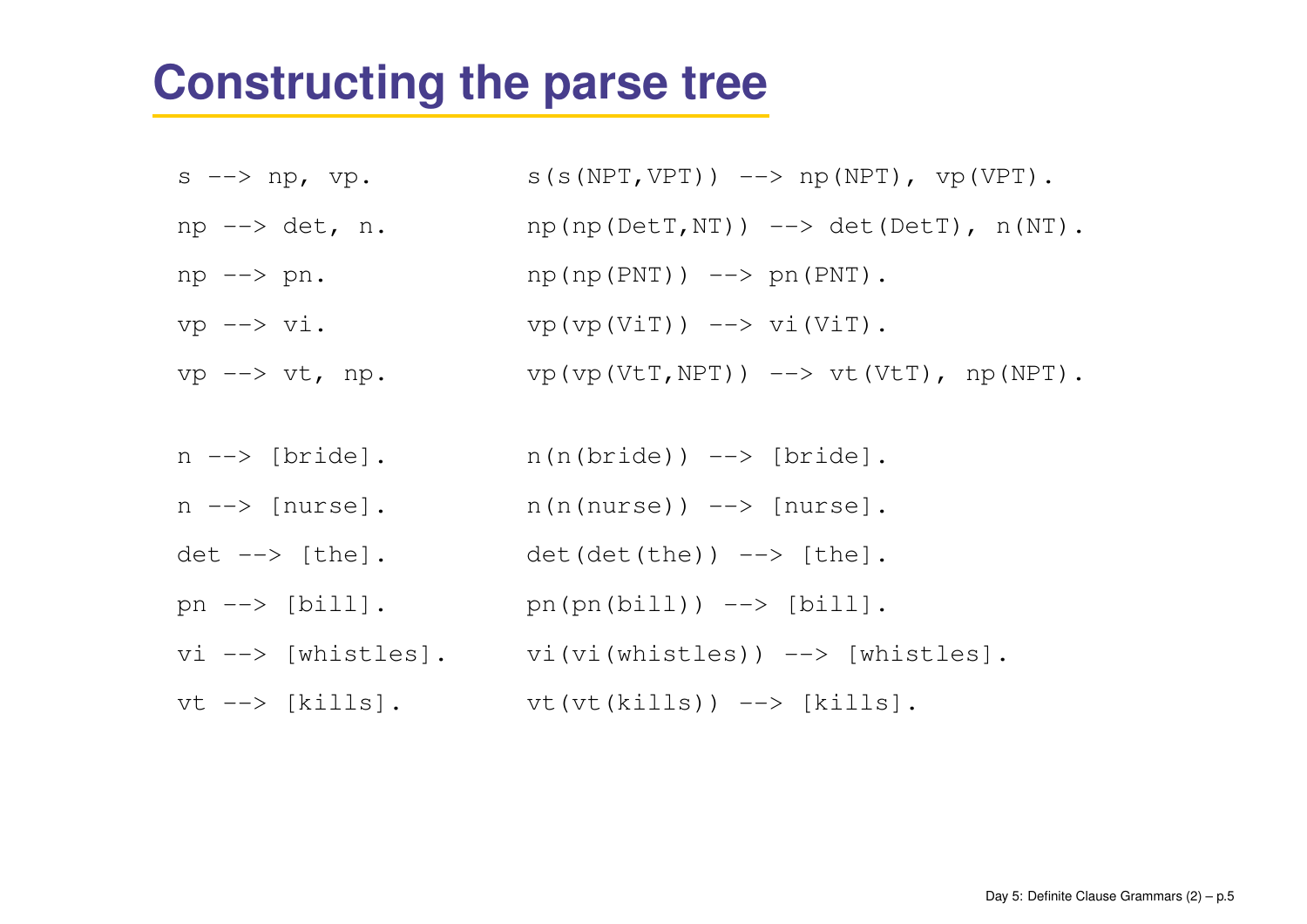# Constructing the parse tree

```
s --> np, vp.           s(s(NPT,VPT)) --> np(NPT), vp(VPT).
np --> det, n.          np(np(DetT,NT)) --> det(DetT), n(NT).
np --> pn.              np(np(PNT)) --> pn(PNT).
vp --> vi.              vp(vp(ViT)) --> vi(ViT).
vp --> vt, np.          vp(vp(VtT,NPT)) --> vt(VtT), np(NPT).

n --> [bride].          n(n(bride)) --> [bride].
n --> [nurse].          n(n(nurse)) --> [nurse].
det --> [the].          det(det(the)) --> [the].
pn --> [bill].          pn(pn(bill)) --> [bill].
vi --> [whistles].      vi(vi(whistles)) --> [whistles].
vt --> [kills].         vt(vt(kills)) --> [kills].
```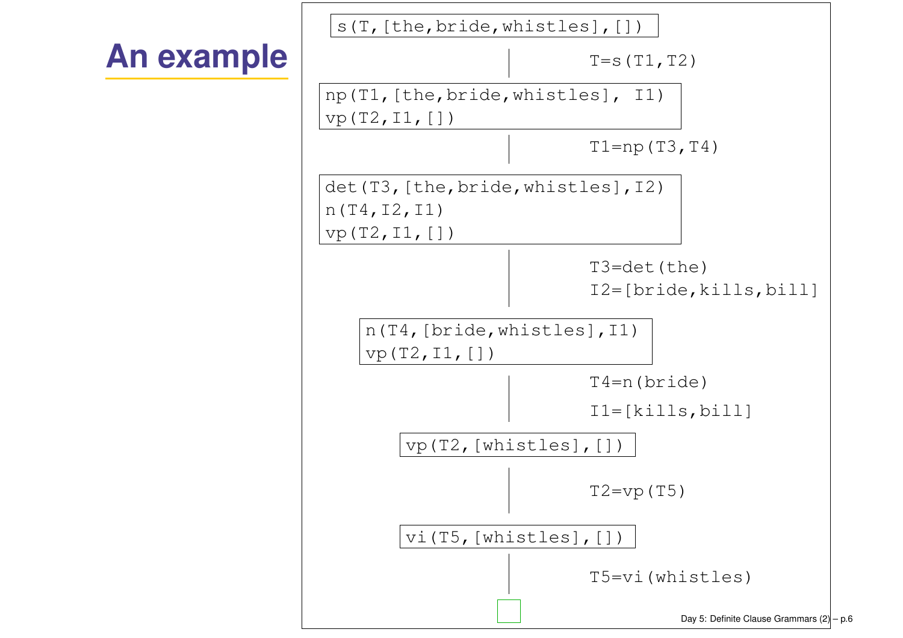# An example

```
s(T,[the,bride,whistles],[])
        |   T=s(T1,T2)
np(T1,[the,bride,whistles], I1)
vp(T2,I1,[])
        |   T1=np(T3,T4)
det(T3,[the,bride,whistles],I2)
n(T4,I2,I1)
vp(T2,I1,[])
        |   T3=det(the)
        |   I2=[bride,kills,bill]
n(T4,[bride,whistles],I1)
vp(T2,I1,[])
        |   T4=n(bride)
        |   I1=[kills,bill]
vp(T2,[whistles],[])
        |   T2=vp(T5)
vi(T5,[whistles],[])
        |   T5=vi(whistles)
        □
```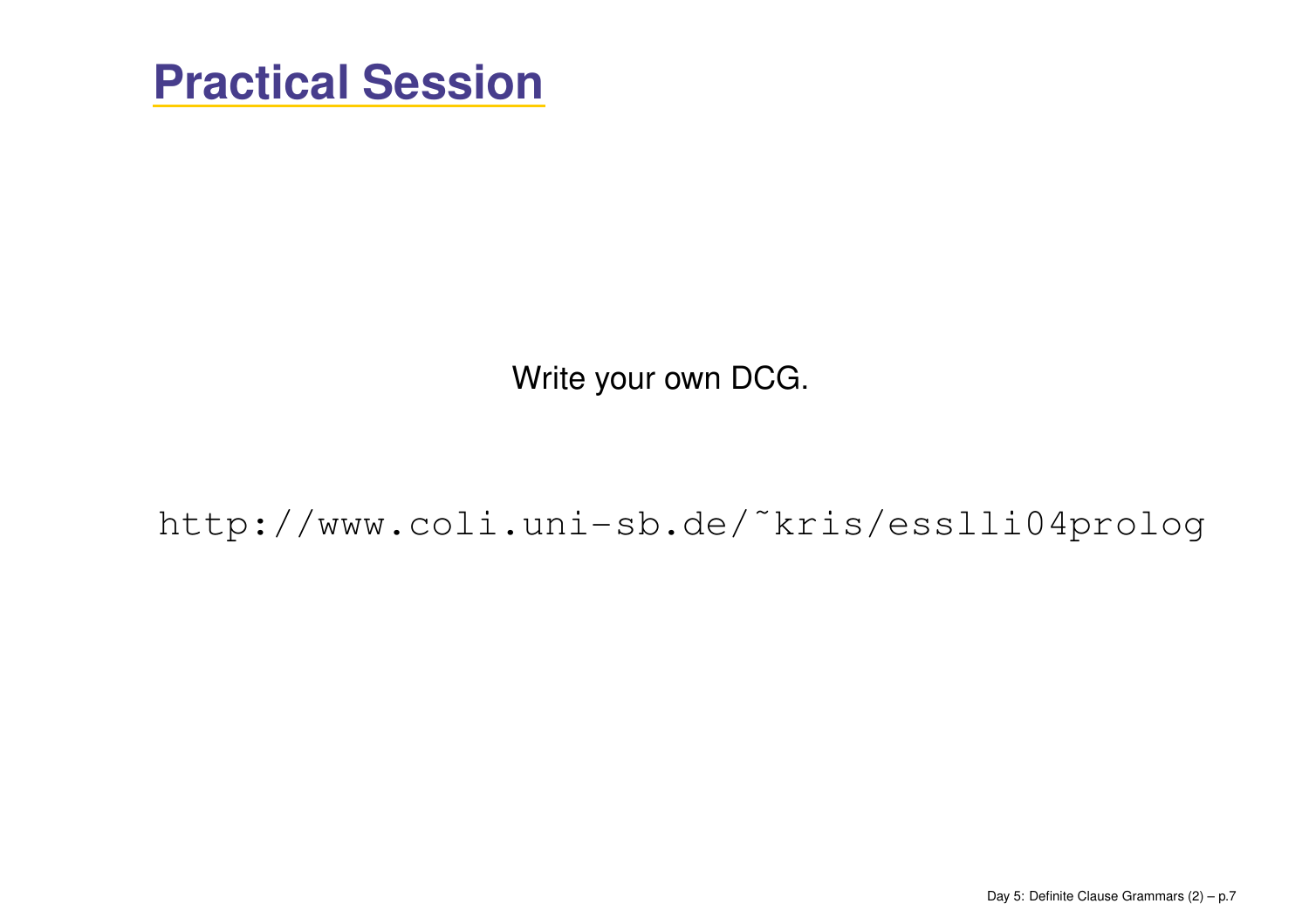# Practical Session

Write your own DCG.

http://www.coli.uni-sb.de/~kris/esslli04prolog